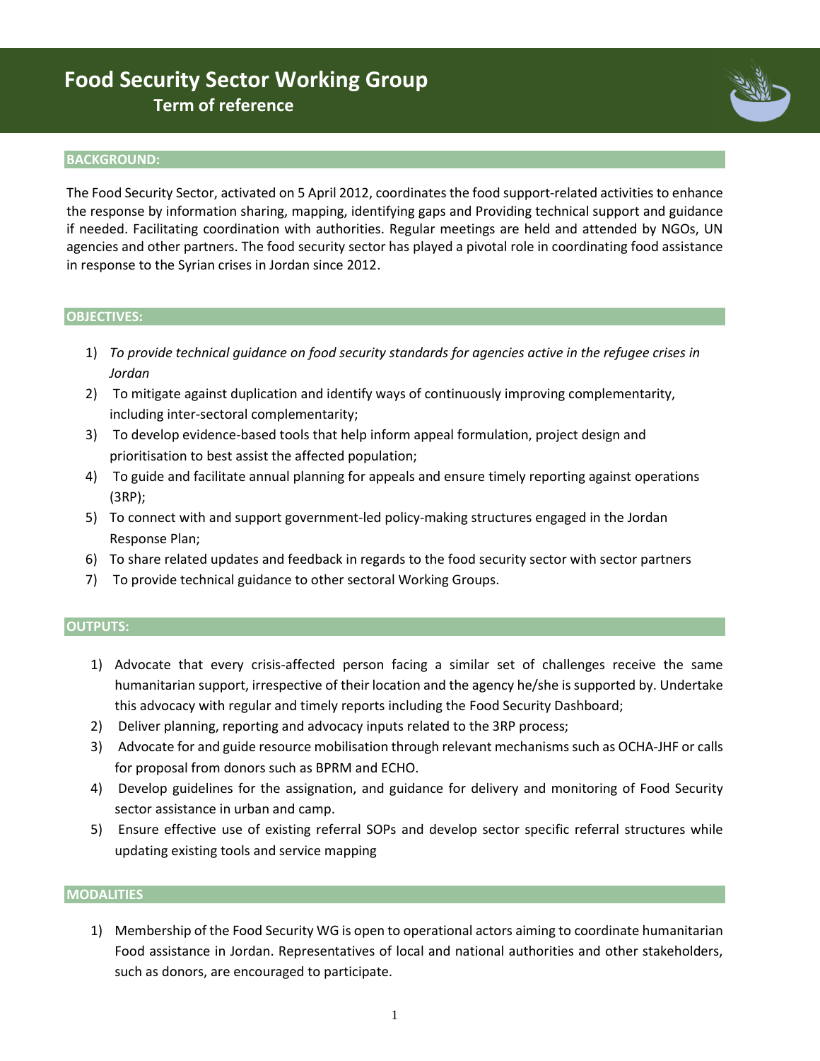# Food Security Sector Working Group

## Term of reference

### BACKGROUND:

The Food Security Sector, activated on 5 April 2012, coordinates the food support-related activities to enhance the response by information sharing, mapping, identifying gaps and Providing technical support and guidance if needed. Facilitating coordination with authorities. Regular meetings are held and attended by NGOs, UN agencies and other partners. The food security sector has played a pivotal role in coordinating food assistance in response to the Syrian crises in Jordan since 2012.

### OBJECTIVES:

1) *To provide technical guidance on food security standards for agencies active in the refugee crises in Jordan*
2) To mitigate against duplication and identify ways of continuously improving complementarity, including inter-sectoral complementarity;
3) To develop evidence-based tools that help inform appeal formulation, project design and prioritisation to best assist the affected population;
4) To guide and facilitate annual planning for appeals and ensure timely reporting against operations (3RP);
5) To connect with and support government-led policy-making structures engaged in the Jordan Response Plan;
6) To share related updates and feedback in regards to the food security sector with sector partners
7) To provide technical guidance to other sectoral Working Groups.

### OUTPUTS:

1) Advocate that every crisis-affected person facing a similar set of challenges receive the same humanitarian support, irrespective of their location and the agency he/she is supported by. Undertake this advocacy with regular and timely reports including the Food Security Dashboard;
2) Deliver planning, reporting and advocacy inputs related to the 3RP process;
3) Advocate for and guide resource mobilisation through relevant mechanisms such as OCHA-JHF or calls for proposal from donors such as BPRM and ECHO.
4) Develop guidelines for the assignation, and guidance for delivery and monitoring of Food Security sector assistance in urban and camp.
5) Ensure effective use of existing referral SOPs and develop sector specific referral structures while updating existing tools and service mapping

### MODALITIES

1) Membership of the Food Security WG is open to operational actors aiming to coordinate humanitarian Food assistance in Jordan. Representatives of local and national authorities and other stakeholders, such as donors, are encouraged to participate.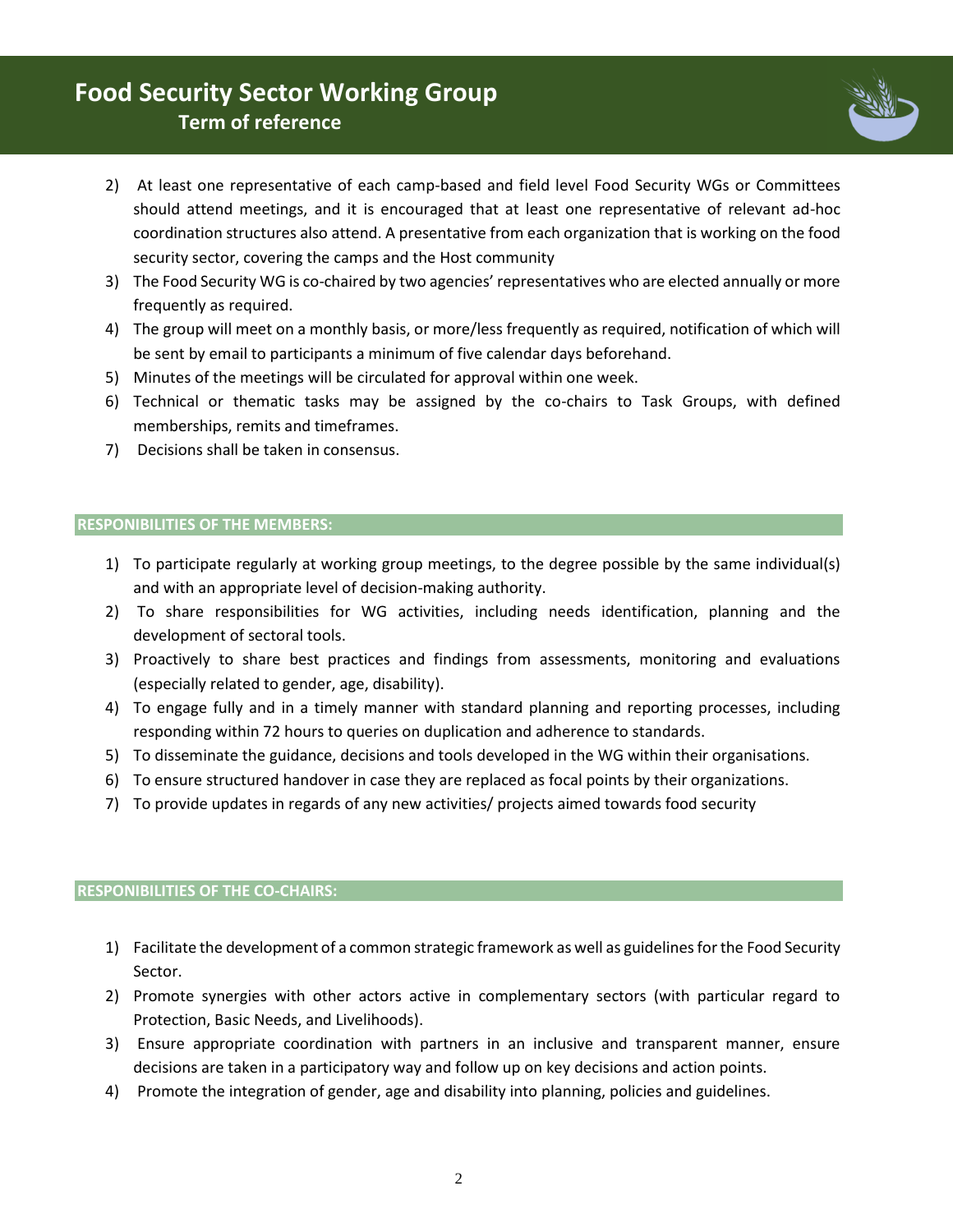2) At least one representative of each camp-based and field level Food Security WGs or Committees should attend meetings, and it is encouraged that at least one representative of relevant ad-hoc coordination structures also attend. A presentative from each organization that is working on the food security sector, covering the camps and the Host community
3) The Food Security WG is co-chaired by two agencies' representatives who are elected annually or more frequently as required.
4) The group will meet on a monthly basis, or more/less frequently as required, notification of which will be sent by email to participants a minimum of five calendar days beforehand.
5) Minutes of the meetings will be circulated for approval within one week.
6) Technical or thematic tasks may be assigned by the co-chairs to Task Groups, with defined memberships, remits and timeframes.
7) Decisions shall be taken in consensus.

## RESPONIBILITIES OF THE MEMBERS:

1) To participate regularly at working group meetings, to the degree possible by the same individual(s) and with an appropriate level of decision-making authority.
2) To share responsibilities for WG activities, including needs identification, planning and the development of sectoral tools.
3) Proactively to share best practices and findings from assessments, monitoring and evaluations (especially related to gender, age, disability).
4) To engage fully and in a timely manner with standard planning and reporting processes, including responding within 72 hours to queries on duplication and adherence to standards.
5) To disseminate the guidance, decisions and tools developed in the WG within their organisations.
6) To ensure structured handover in case they are replaced as focal points by their organizations.
7) To provide updates in regards of any new activities/ projects aimed towards food security

## RESPONIBILITIES OF THE CO-CHAIRS:

1) Facilitate the development of a common strategic framework as well as guidelines for the Food Security Sector.
2) Promote synergies with other actors active in complementary sectors (with particular regard to Protection, Basic Needs, and Livelihoods).
3) Ensure appropriate coordination with partners in an inclusive and transparent manner, ensure decisions are taken in a participatory way and follow up on key decisions and action points.
4) Promote the integration of gender, age and disability into planning, policies and guidelines.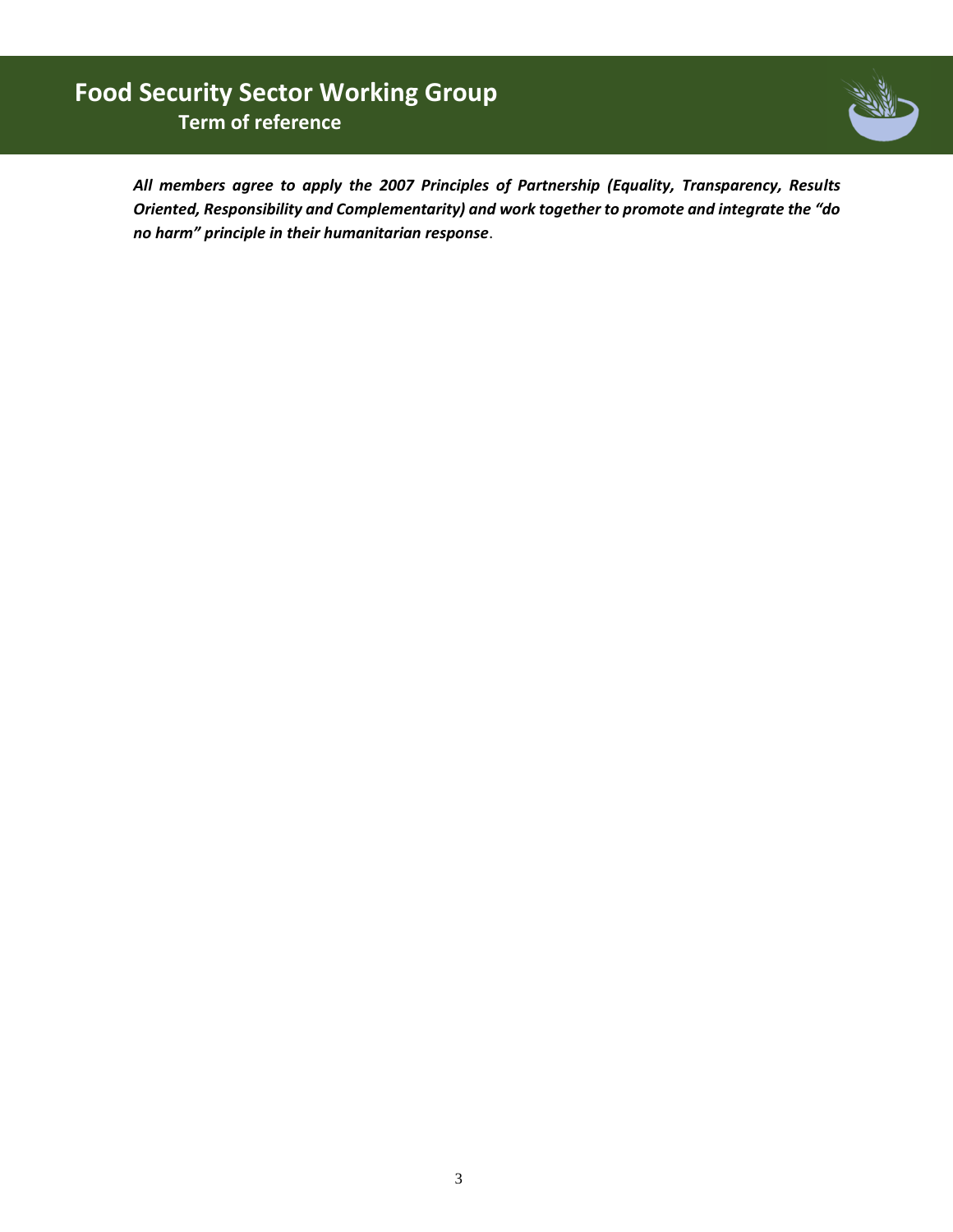***All members agree to apply the 2007 Principles of Partnership (Equality, Transparency, Results Oriented, Responsibility and Complementarity) and work together to promote and integrate the "do no harm" principle in their humanitarian response***.